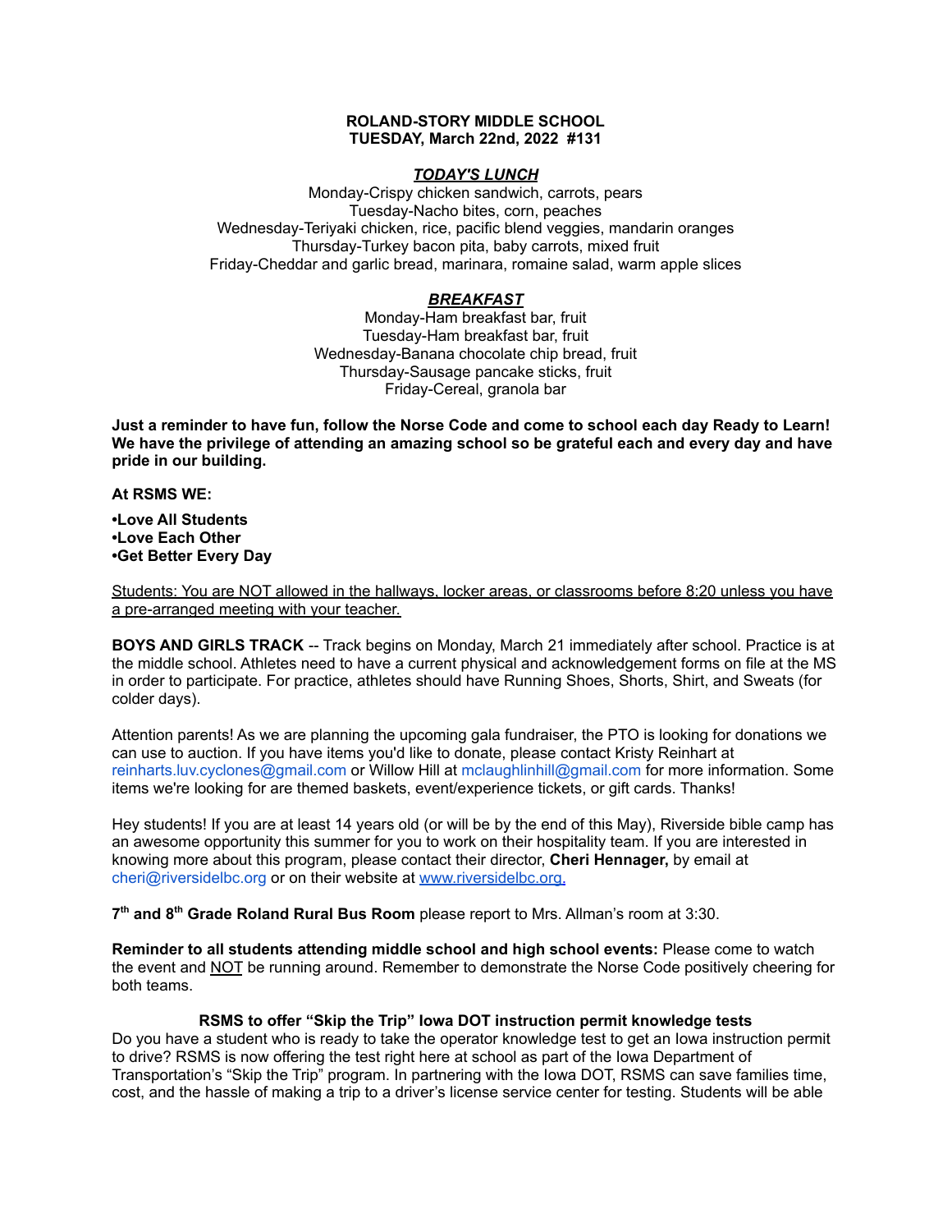**ROLAND-STORY MIDDLE SCHOOL**
**TUESDAY, March 22nd, 2022 #131**

***TODAY'S LUNCH***

Monday-Crispy chicken sandwich, carrots, pears
Tuesday-Nacho bites, corn, peaches
Wednesday-Teriyaki chicken, rice, pacific blend veggies, mandarin oranges
Thursday-Turkey bacon pita, baby carrots, mixed fruit
Friday-Cheddar and garlic bread, marinara, romaine salad, warm apple slices

***BREAKFAST***

Monday-Ham breakfast bar, fruit
Tuesday-Ham breakfast bar, fruit
Wednesday-Banana chocolate chip bread, fruit
Thursday-Sausage pancake sticks, fruit
Friday-Cereal, granola bar

**Just a reminder to have fun, follow the Norse Code and come to school each day Ready to Learn! We have the privilege of attending an amazing school so be grateful each and every day and have pride in our building.**

**At RSMS WE:**

**•Love All Students**
**•Love Each Other**
**•Get Better Every Day**

<u>Students: You are NOT allowed in the hallways, locker areas, or classrooms before 8:20 unless you have a pre-arranged meeting with your teacher.</u>

**BOYS AND GIRLS TRACK** -- Track begins on Monday, March 21 immediately after school. Practice is at the middle school. Athletes need to have a current physical and acknowledgement forms on file at the MS in order to participate. For practice, athletes should have Running Shoes, Shorts, Shirt, and Sweats (for colder days).

Attention parents! As we are planning the upcoming gala fundraiser, the PTO is looking for donations we can use to auction. If you have items you'd like to donate, please contact Kristy Reinhart at reinharts.luv.cyclones@gmail.com or Willow Hill at mclaughlinhill@gmail.com for more information. Some items we're looking for are themed baskets, event/experience tickets, or gift cards. Thanks!

Hey students! If you are at least 14 years old (or will be by the end of this May), Riverside bible camp has an awesome opportunity this summer for you to work on their hospitality team. If you are interested in knowing more about this program, please contact their director, **Cheri Hennager,** by email at cheri@riversidelbc.org or on their website at [www.riversidelbc.org.](www.riversidelbc.org)

**7th and 8th Grade Roland Rural Bus Room** please report to Mrs. Allman's room at 3:30.

**Reminder to all students attending middle school and high school events:** Please come to watch the event and <u>NOT</u> be running around. Remember to demonstrate the Norse Code positively cheering for both teams.

**RSMS to offer "Skip the Trip" Iowa DOT instruction permit knowledge tests**

Do you have a student who is ready to take the operator knowledge test to get an Iowa instruction permit to drive? RSMS is now offering the test right here at school as part of the Iowa Department of Transportation's "Skip the Trip" program. In partnering with the Iowa DOT, RSMS can save families time, cost, and the hassle of making a trip to a driver's license service center for testing. Students will be able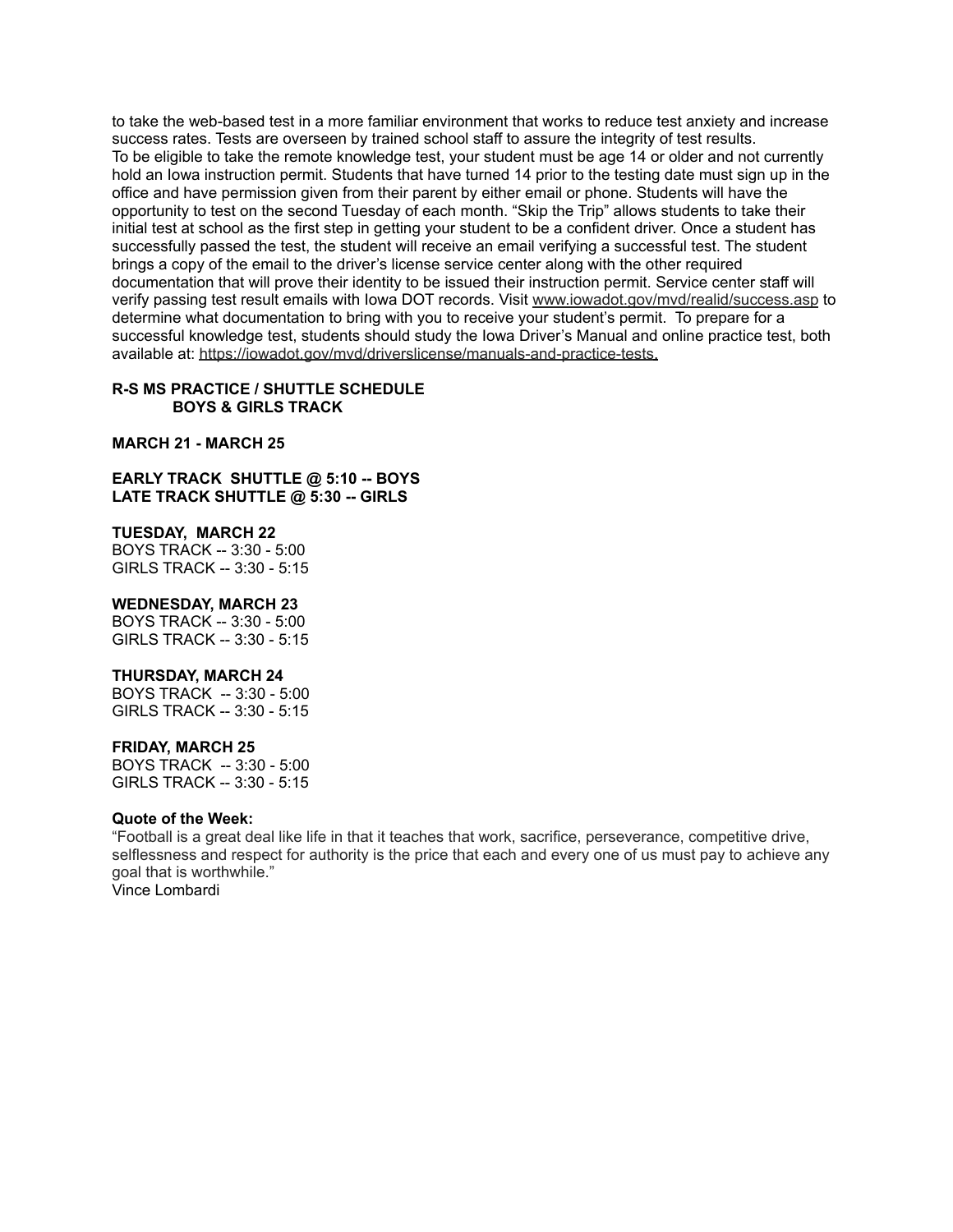to take the web-based test in a more familiar environment that works to reduce test anxiety and increase success rates. Tests are overseen by trained school staff to assure the integrity of test results.
To be eligible to take the remote knowledge test, your student must be age 14 or older and not currently hold an Iowa instruction permit. Students that have turned 14 prior to the testing date must sign up in the office and have permission given from their parent by either email or phone. Students will have the opportunity to test on the second Tuesday of each month. "Skip the Trip" allows students to take their initial test at school as the first step in getting your student to be a confident driver. Once a student has successfully passed the test, the student will receive an email verifying a successful test. The student brings a copy of the email to the driver's license service center along with the other required documentation that will prove their identity to be issued their instruction permit. Service center staff will verify passing test result emails with Iowa DOT records. Visit www.iowadot.gov/mvd/realid/success.asp to determine what documentation to bring with you to receive your student's permit. To prepare for a successful knowledge test, students should study the Iowa Driver's Manual and online practice test, both available at: https://iowadot.gov/mvd/driverslicense/manuals-and-practice-tests.

**R-S MS PRACTICE / SHUTTLE SCHEDULE**
**BOYS & GIRLS TRACK**

**MARCH 21 - MARCH 25**

**EARLY TRACK SHUTTLE @ 5:10 -- BOYS**
**LATE TRACK SHUTTLE @ 5:30 -- GIRLS**

**TUESDAY, MARCH 22**
BOYS TRACK -- 3:30 - 5:00
GIRLS TRACK -- 3:30 - 5:15

**WEDNESDAY, MARCH 23**
BOYS TRACK -- 3:30 - 5:00
GIRLS TRACK -- 3:30 - 5:15

**THURSDAY, MARCH 24**
BOYS TRACK -- 3:30 - 5:00
GIRLS TRACK -- 3:30 - 5:15

**FRIDAY, MARCH 25**
BOYS TRACK -- 3:30 - 5:00
GIRLS TRACK -- 3:30 - 5:15

**Quote of the Week:**
"Football is a great deal like life in that it teaches that work, sacrifice, perseverance, competitive drive, selflessness and respect for authority is the price that each and every one of us must pay to achieve any goal that is worthwhile."
Vince Lombardi